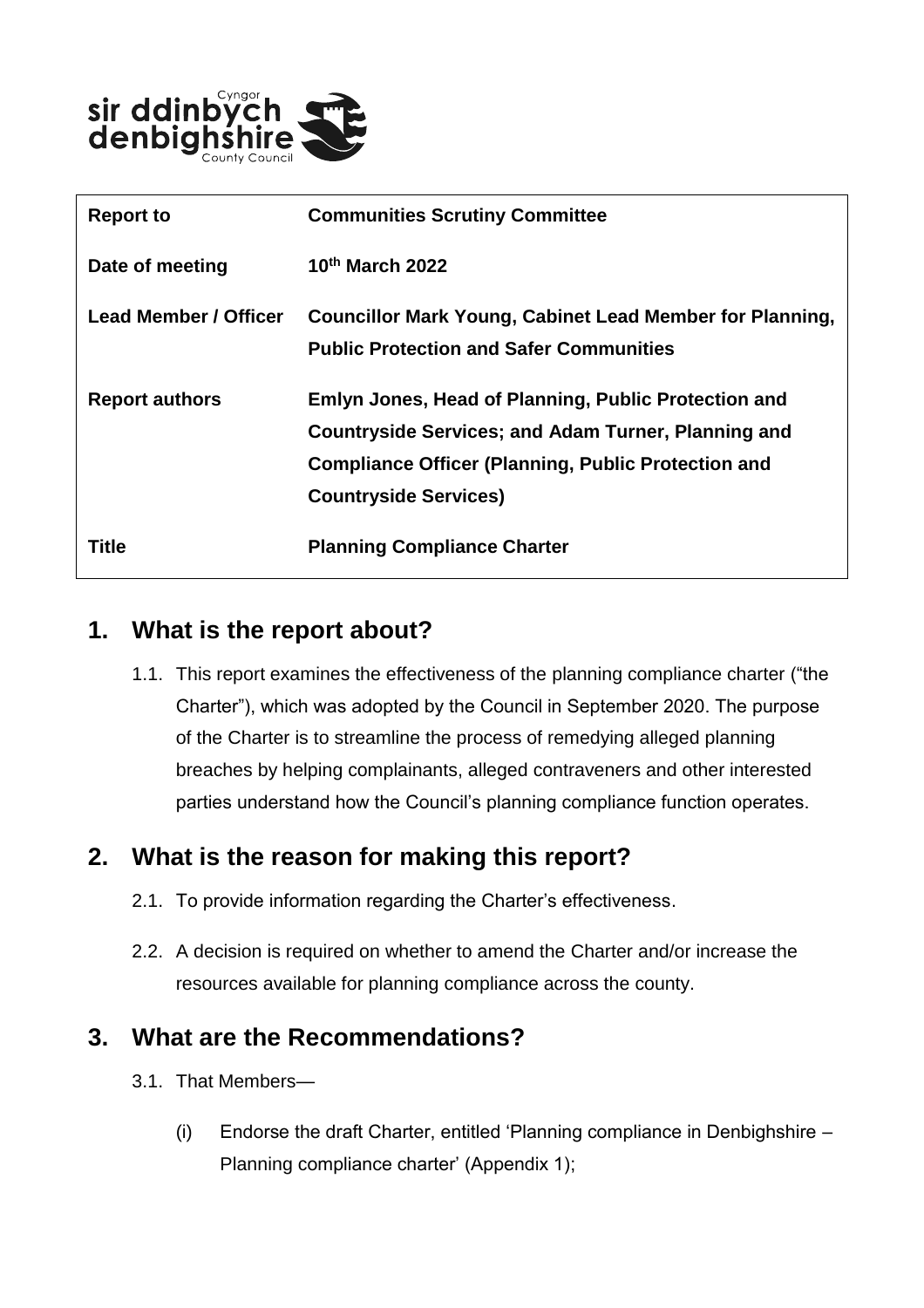| Report to | Communities Scrutiny Committee |
| --- | --- |
| Date of meeting | 10th March 2022 |
| Lead Member / Officer | Councillor Mark Young, Cabinet Lead Member for Planning, Public Protection and Safer Communities |
| Report authors | Emlyn Jones, Head of Planning, Public Protection and Countryside Services; and Adam Turner, Planning and Compliance Officer (Planning, Public Protection and Countryside Services) |
| Title | Planning Compliance Charter |

## 1. What is the report about?

1.1. This report examines the effectiveness of the planning compliance charter ("the Charter"), which was adopted by the Council in September 2020. The purpose of the Charter is to streamline the process of remedying alleged planning breaches by helping complainants, alleged contraveners and other interested parties understand how the Council's planning compliance function operates.

## 2. What is the reason for making this report?

2.1. To provide information regarding the Charter's effectiveness.

2.2. A decision is required on whether to amend the Charter and/or increase the resources available for planning compliance across the county.

## 3. What are the Recommendations?

3.1. That Members—

(i) Endorse the draft Charter, entitled 'Planning compliance in Denbighshire – Planning compliance charter' (Appendix 1);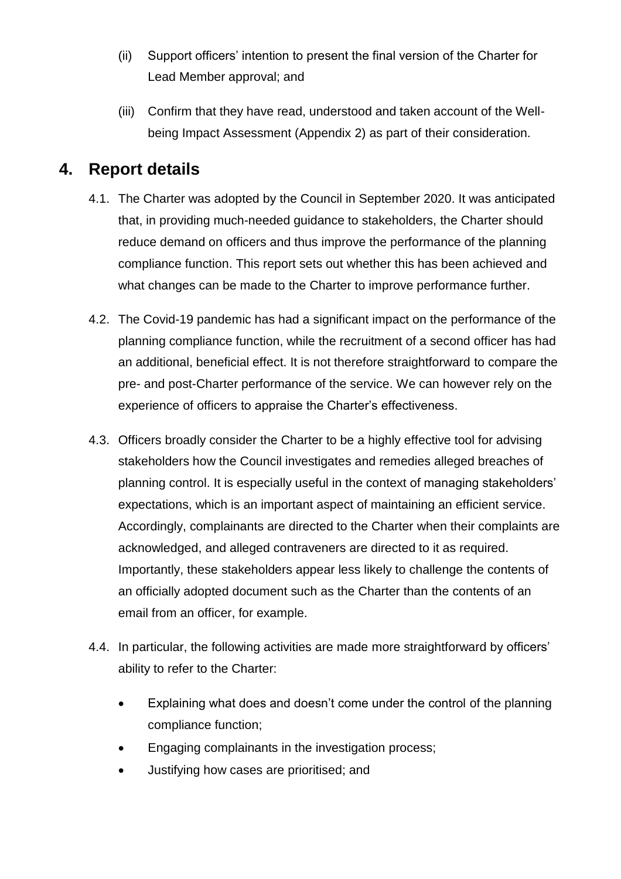(ii) Support officers' intention to present the final version of the Charter for Lead Member approval; and

(iii) Confirm that they have read, understood and taken account of the Well-being Impact Assessment (Appendix 2) as part of their consideration.

## 4. Report details

4.1. The Charter was adopted by the Council in September 2020. It was anticipated that, in providing much-needed guidance to stakeholders, the Charter should reduce demand on officers and thus improve the performance of the planning compliance function. This report sets out whether this has been achieved and what changes can be made to the Charter to improve performance further.

4.2. The Covid-19 pandemic has had a significant impact on the performance of the planning compliance function, while the recruitment of a second officer has had an additional, beneficial effect. It is not therefore straightforward to compare the pre- and post-Charter performance of the service. We can however rely on the experience of officers to appraise the Charter's effectiveness.

4.3. Officers broadly consider the Charter to be a highly effective tool for advising stakeholders how the Council investigates and remedies alleged breaches of planning control. It is especially useful in the context of managing stakeholders' expectations, which is an important aspect of maintaining an efficient service. Accordingly, complainants are directed to the Charter when their complaints are acknowledged, and alleged contraveners are directed to it as required. Importantly, these stakeholders appear less likely to challenge the contents of an officially adopted document such as the Charter than the contents of an email from an officer, for example.

4.4. In particular, the following activities are made more straightforward by officers' ability to refer to the Charter:

- Explaining what does and doesn't come under the control of the planning compliance function;
- Engaging complainants in the investigation process;
- Justifying how cases are prioritised; and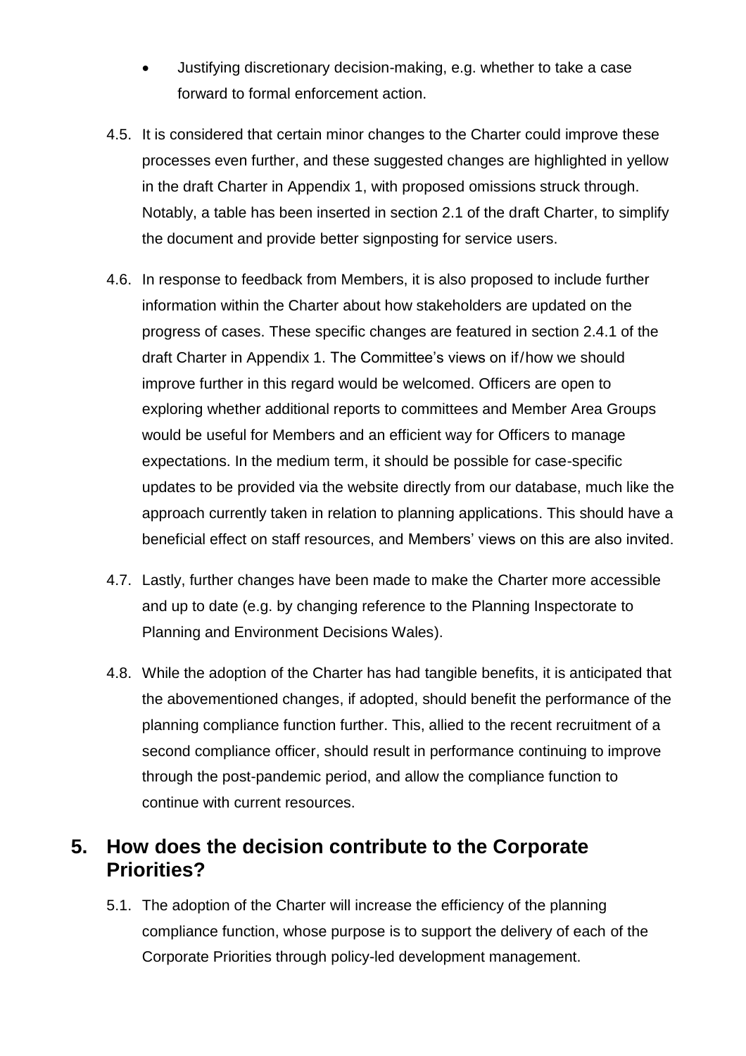- Justifying discretionary decision-making, e.g. whether to take a case forward to formal enforcement action.

4.5. It is considered that certain minor changes to the Charter could improve these processes even further, and these suggested changes are highlighted in yellow in the draft Charter in Appendix 1, with proposed omissions struck through. Notably, a table has been inserted in section 2.1 of the draft Charter, to simplify the document and provide better signposting for service users.

4.6. In response to feedback from Members, it is also proposed to include further information within the Charter about how stakeholders are updated on the progress of cases. These specific changes are featured in section 2.4.1 of the draft Charter in Appendix 1. The Committee's views on if/how we should improve further in this regard would be welcomed. Officers are open to exploring whether additional reports to committees and Member Area Groups would be useful for Members and an efficient way for Officers to manage expectations. In the medium term, it should be possible for case-specific updates to be provided via the website directly from our database, much like the approach currently taken in relation to planning applications. This should have a beneficial effect on staff resources, and Members' views on this are also invited.

4.7. Lastly, further changes have been made to make the Charter more accessible and up to date (e.g. by changing reference to the Planning Inspectorate to Planning and Environment Decisions Wales).

4.8. While the adoption of the Charter has had tangible benefits, it is anticipated that the abovementioned changes, if adopted, should benefit the performance of the planning compliance function further. This, allied to the recent recruitment of a second compliance officer, should result in performance continuing to improve through the post-pandemic period, and allow the compliance function to continue with current resources.

## 5. How does the decision contribute to the Corporate Priorities?

5.1. The adoption of the Charter will increase the efficiency of the planning compliance function, whose purpose is to support the delivery of each of the Corporate Priorities through policy-led development management.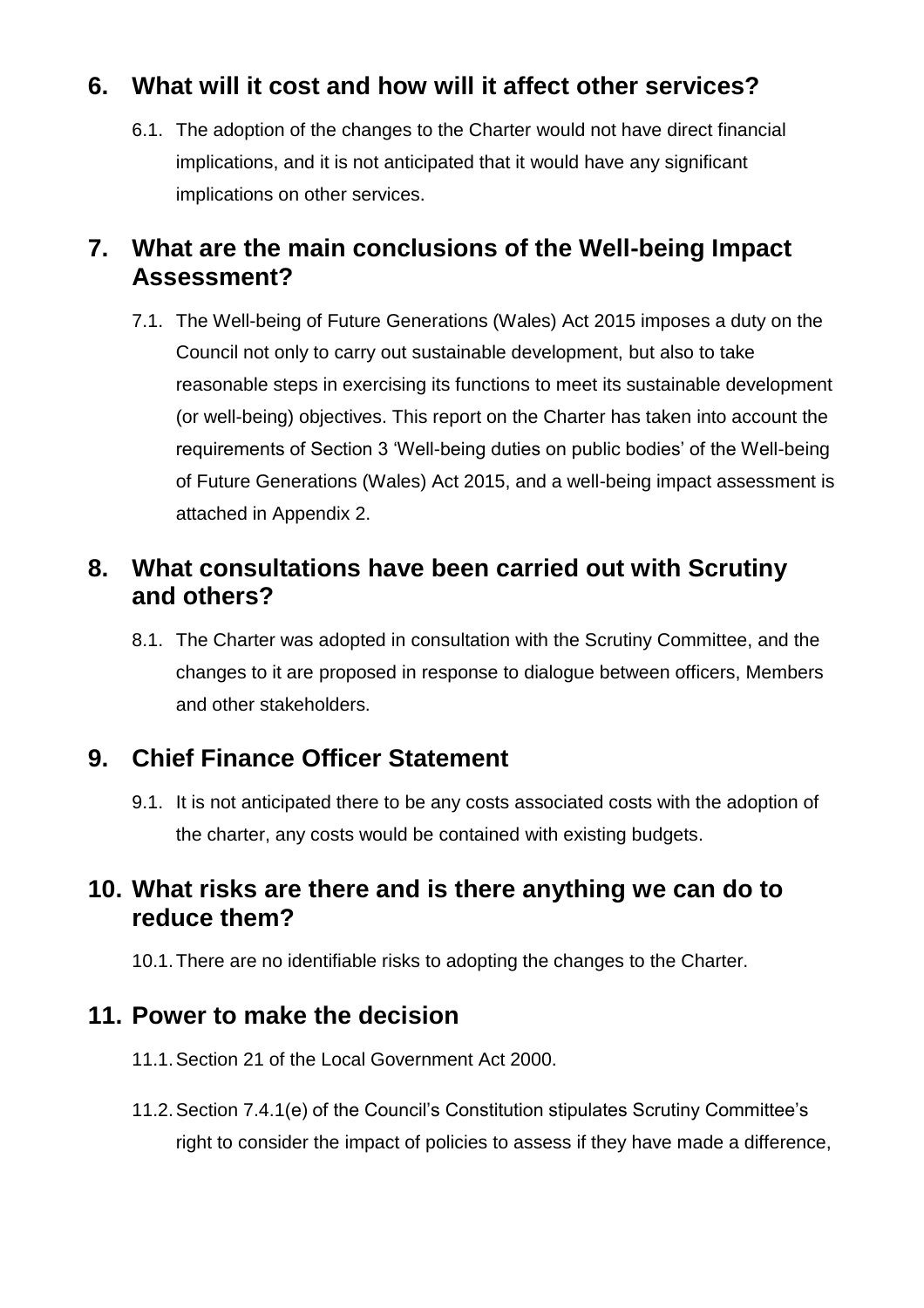## 6. What will it cost and how will it affect other services?

6.1. The adoption of the changes to the Charter would not have direct financial implications, and it is not anticipated that it would have any significant implications on other services.

## 7. What are the main conclusions of the Well-being Impact Assessment?

7.1. The Well-being of Future Generations (Wales) Act 2015 imposes a duty on the Council not only to carry out sustainable development, but also to take reasonable steps in exercising its functions to meet its sustainable development (or well-being) objectives. This report on the Charter has taken into account the requirements of Section 3 'Well-being duties on public bodies' of the Well-being of Future Generations (Wales) Act 2015, and a well-being impact assessment is attached in Appendix 2.

## 8. What consultations have been carried out with Scrutiny and others?

8.1. The Charter was adopted in consultation with the Scrutiny Committee, and the changes to it are proposed in response to dialogue between officers, Members and other stakeholders.

## 9. Chief Finance Officer Statement

9.1. It is not anticipated there to be any costs associated costs with the adoption of the charter, any costs would be contained with existing budgets.

## 10. What risks are there and is there anything we can do to reduce them?

10.1. There are no identifiable risks to adopting the changes to the Charter.

## 11. Power to make the decision

11.1. Section 21 of the Local Government Act 2000.

11.2. Section 7.4.1(e) of the Council's Constitution stipulates Scrutiny Committee's right to consider the impact of policies to assess if they have made a difference,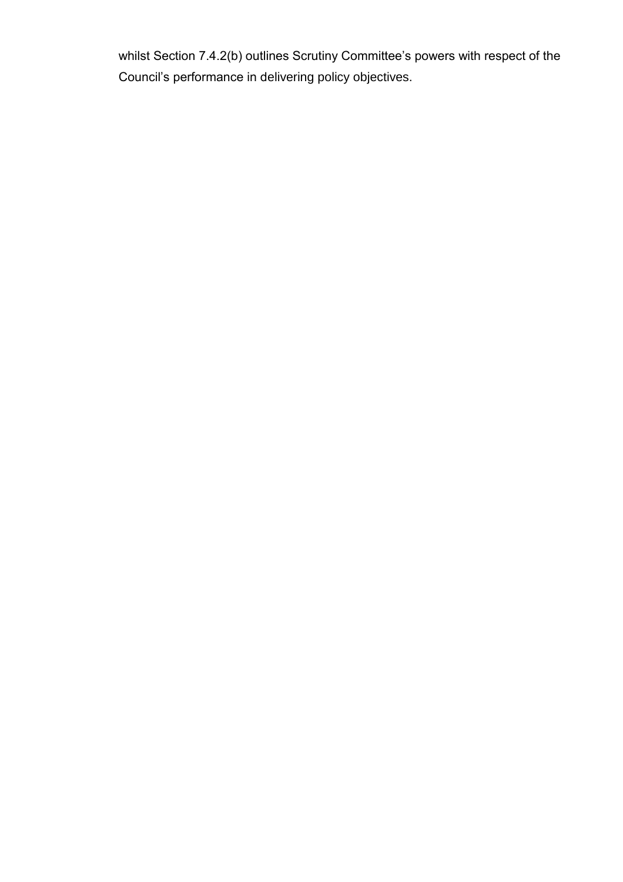whilst Section 7.4.2(b) outlines Scrutiny Committee's powers with respect of the Council's performance in delivering policy objectives.